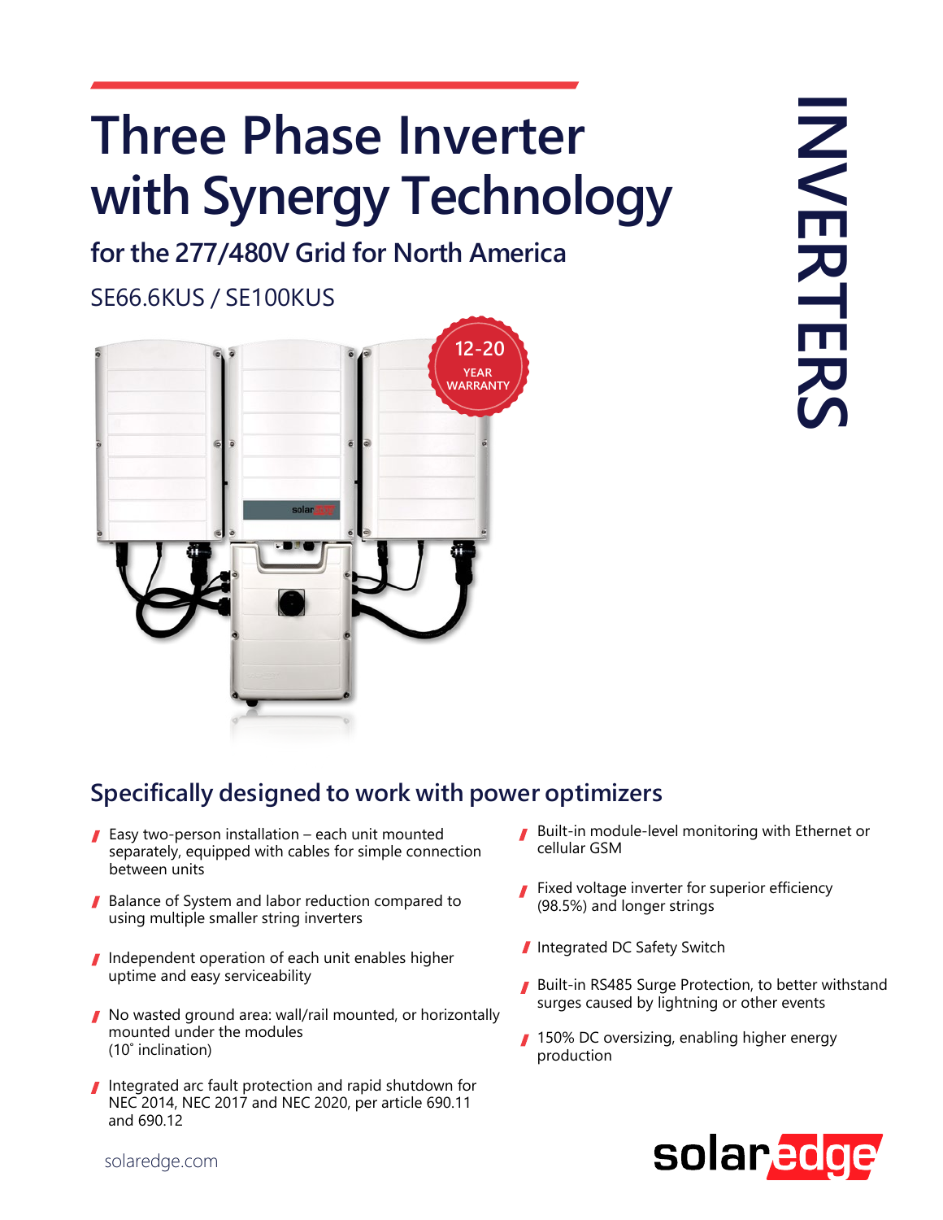# Three Phase Inverter with Synergy Technology

## for the 277/480V Grid for North America

SE66.6KUS / SE100KUS

12-20 YEAR WARRANTY

INVERTERS

## Specifically designed to work with power optimizers

- Easy two-person installation – each unit mounted separately, equipped with cables for simple connection between units
- Balance of System and labor reduction compared to using multiple smaller string inverters
- Independent operation of each unit enables higher uptime and easy serviceability
- No wasted ground area: wall/rail mounted, or horizontally mounted under the modules (10˚ inclination)
- Integrated arc fault protection and rapid shutdown for NEC 2014, NEC 2017 and NEC 2020, per article 690.11 and 690.12
- Built-in module-level monitoring with Ethernet or cellular GSM
- Fixed voltage inverter for superior efficiency (98.5%) and longer strings
- Integrated DC Safety Switch
- Built-in RS485 Surge Protection, to better withstand surges caused by lightning or other events
- 150% DC oversizing, enabling higher energy production

solaredge.com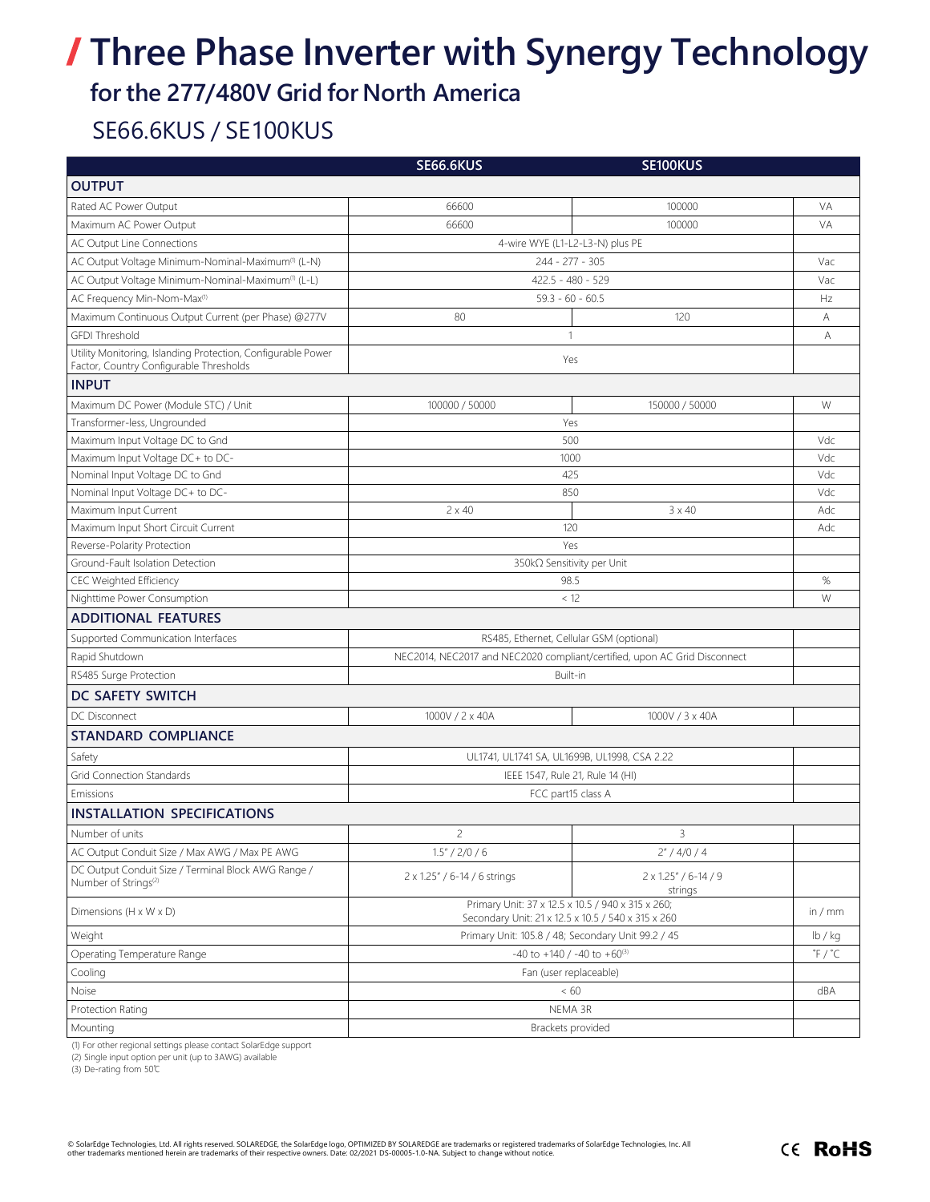# / Three Phase Inverter with Synergy Technology

## for the 277/480V Grid for North America

### SE66.6KUS / SE100KUS

| | SE66.6KUS | SE100KUS | |
|---|---|---|---|
| **OUTPUT** | | | |
| Rated AC Power Output | 66600 | 100000 | VA |
| Maximum AC Power Output | 66600 | 100000 | VA |
| AC Output Line Connections | 4-wire WYE (L1-L2-L3-N) plus PE | | |
| AC Output Voltage Minimum-Nominal-Maximum(1) (L-N) | 244 - 277 - 305 | | Vac |
| AC Output Voltage Minimum-Nominal-Maximum(1) (L-L) | 422.5 - 480 - 529 | | Vac |
| AC Frequency Min-Nom-Max(1) | 59.3 - 60 - 60.5 | | Hz |
| Maximum Continuous Output Current (per Phase) @277V | 80 | 120 | A |
| GFDI Threshold | 1 | | A |
| Utility Monitoring, Islanding Protection, Configurable Power Factor, Country Configurable Thresholds | Yes | | |
| **INPUT** | | | |
| Maximum DC Power (Module STC) / Unit | 100000 / 50000 | 150000 / 50000 | W |
| Transformer-less, Ungrounded | Yes | | |
| Maximum Input Voltage DC to Gnd | 500 | | Vdc |
| Maximum Input Voltage DC+ to DC- | 1000 | | Vdc |
| Nominal Input Voltage DC to Gnd | 425 | | Vdc |
| Nominal Input Voltage DC+ to DC- | 850 | | Vdc |
| Maximum Input Current | 2 x 40 | 3 x 40 | Adc |
| Maximum Input Short Circuit Current | 120 | | Adc |
| Reverse-Polarity Protection | Yes | | |
| Ground-Fault Isolation Detection | 350kΩ Sensitivity per Unit | | |
| CEC Weighted Efficiency | 98.5 | | % |
| Nighttime Power Consumption | < 12 | | W |
| **ADDITIONAL FEATURES** | | | |
| Supported Communication Interfaces | RS485, Ethernet, Cellular GSM (optional) | | |
| Rapid Shutdown | NEC2014, NEC2017 and NEC2020 compliant/certified, upon AC Grid Disconnect | | |
| RS485 Surge Protection | Built-in | | |
| **DC SAFETY SWITCH** | | | |
| DC Disconnect | 1000V / 2 x 40A | 1000V / 3 x 40A | |
| **STANDARD COMPLIANCE** | | | |
| Safety | UL1741, UL1741 SA, UL1699B, UL1998, CSA 2.22 | | |
| Grid Connection Standards | IEEE 1547, Rule 21, Rule 14 (HI) | | |
| Emissions | FCC part15 class A | | |
| **INSTALLATION SPECIFICATIONS** | | | |
| Number of units | 2 | 3 | |
| AC Output Conduit Size / Max AWG / Max PE AWG | 1.5" / 2/0 / 6 | 2" / 4/0 / 4 | |
| DC Output Conduit Size / Terminal Block AWG Range / Number of Strings(2) | 2 x 1.25" / 6-14 / 6 strings | 2 x 1.25" / 6-14 / 9 strings | |
| Dimensions (H x W x D) | Primary Unit: 37 x 12.5 x 10.5 / 940 x 315 x 260; Secondary Unit: 21 x 12.5 x 10.5 / 540 x 315 x 260 | | in / mm |
| Weight | Primary Unit: 105.8 / 48; Secondary Unit 99.2 / 45 | | lb / kg |
| Operating Temperature Range | -40 to +140 / -40 to +60(3) | | ˚F / ˚C |
| Cooling | Fan (user replaceable) | | |
| Noise | < 60 | | dBA |
| Protection Rating | NEMA 3R | | |
| Mounting | Brackets provided | | |

(1) For other regional settings please contact SolarEdge support
(2) Single input option per unit (up to 3AWG) available
(3) De-rating from 50℃

© SolarEdge Technologies, Ltd. All rights reserved. SOLAREDGE, the SolarEdge logo, OPTIMIZED BY SOLAREDGE are trademarks or registered trademarks of SolarEdge Technologies, Inc. All other trademarks mentioned herein are trademarks of their respective owners. Date: 02/2021 DS-00005-1.0-NA. Subject to change without notice.

CE RoHS